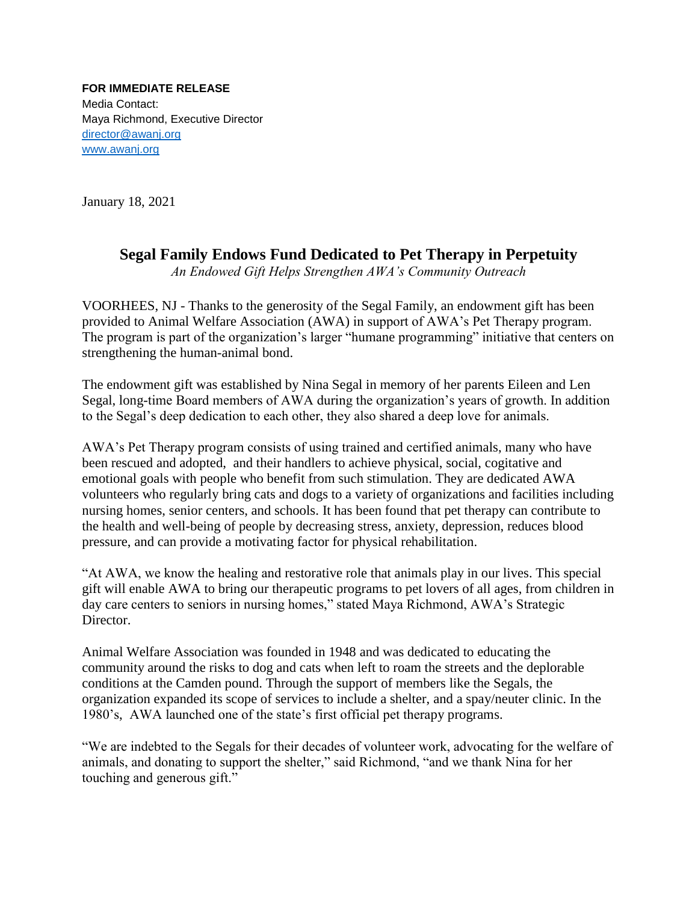**FOR IMMEDIATE RELEASE**
Media Contact:
Maya Richmond, Executive Director
[director@awanj.org](mailto:director@awanj.org)
[www.awanj.org](http://www.awanj.org)

January 18, 2021

## Segal Family Endows Fund Dedicated to Pet Therapy in Perpetuity

*An Endowed Gift Helps Strengthen AWA's Community Outreach*

VOORHEES, NJ - Thanks to the generosity of the Segal Family, an endowment gift has been provided to Animal Welfare Association (AWA) in support of AWA's Pet Therapy program. The program is part of the organization's larger "humane programming" initiative that centers on strengthening the human-animal bond.

The endowment gift was established by Nina Segal in memory of her parents Eileen and Len Segal, long-time Board members of AWA during the organization's years of growth. In addition to the Segal's deep dedication to each other, they also shared a deep love for animals.

AWA's Pet Therapy program consists of using trained and certified animals, many who have been rescued and adopted, and their handlers to achieve physical, social, cogitative and emotional goals with people who benefit from such stimulation. They are dedicated AWA volunteers who regularly bring cats and dogs to a variety of organizations and facilities including nursing homes, senior centers, and schools. It has been found that pet therapy can contribute to the health and well-being of people by decreasing stress, anxiety, depression, reduces blood pressure, and can provide a motivating factor for physical rehabilitation.

"At AWA, we know the healing and restorative role that animals play in our lives. This special gift will enable AWA to bring our therapeutic programs to pet lovers of all ages, from children in day care centers to seniors in nursing homes," stated Maya Richmond, AWA's Strategic Director.

Animal Welfare Association was founded in 1948 and was dedicated to educating the community around the risks to dog and cats when left to roam the streets and the deplorable conditions at the Camden pound. Through the support of members like the Segals, the organization expanded its scope of services to include a shelter, and a spay/neuter clinic. In the 1980's, AWA launched one of the state's first official pet therapy programs.

"We are indebted to the Segals for their decades of volunteer work, advocating for the welfare of animals, and donating to support the shelter," said Richmond, "and we thank Nina for her touching and generous gift."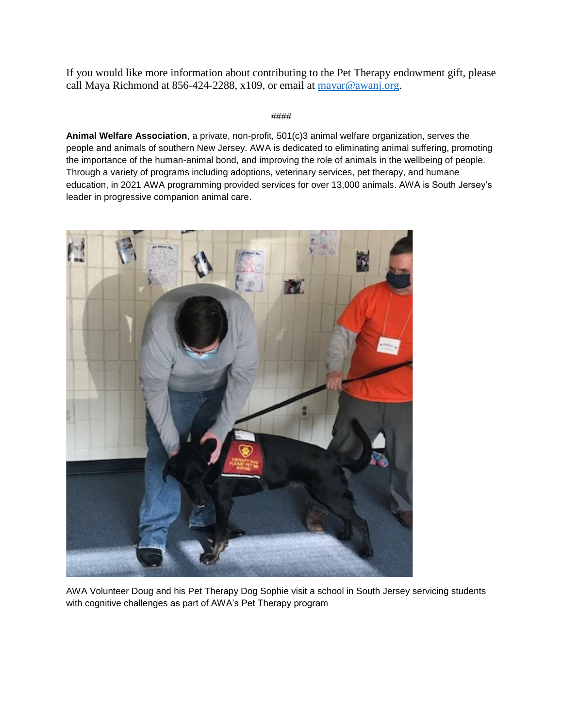If you would like more information about contributing to the Pet Therapy endowment gift, please call Maya Richmond at 856-424-2288, x109, or email at [mayar@awanj.org](mailto:mayar@awanj.org).

####

**Animal Welfare Association**, a private, non-profit, 501(c)3 animal welfare organization, serves the people and animals of southern New Jersey. AWA is dedicated to eliminating animal suffering, promoting the importance of the human-animal bond, and improving the role of animals in the wellbeing of people. Through a variety of programs including adoptions, veterinary services, pet therapy, and humane education, in 2021 AWA programming provided services for over 13,000 animals. AWA is South Jersey's leader in progressive companion animal care.

AWA Volunteer Doug and his Pet Therapy Dog Sophie visit a school in South Jersey servicing students with cognitive challenges as part of AWA's Pet Therapy program